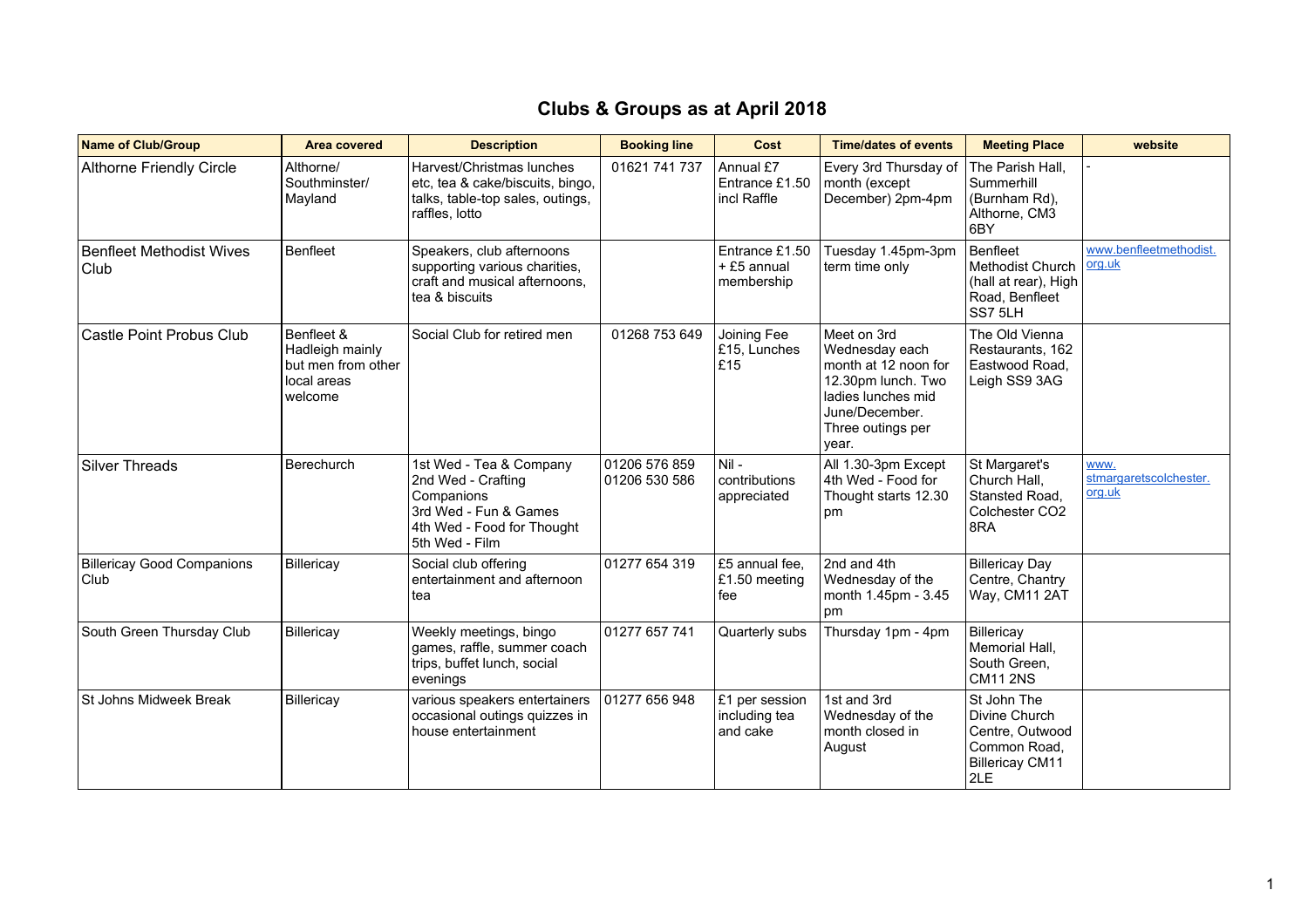# Clubs & Groups as at April 2018

| Name of Club/Group | Area covered | Description | Booking line | Cost | Time/dates of events | Meeting Place | website |
|---|---|---|---|---|---|---|---|
| Althorne Friendly Circle | Althorne/ Southminster/ Mayland | Harvest/Christmas lunches etc, tea & cake/biscuits, bingo, talks, table-top sales, outings, raffles, lotto | 01621 741 737 | Annual £7 Entrance £1.50 incl Raffle | Every 3rd Thursday of month (except December) 2pm-4pm | The Parish Hall, Summerhill (Burnham Rd), Althorne, CM3 6BY | - |
| Benfleet Methodist Wives Club | Benfleet | Speakers, club afternoons supporting various charities, craft and musical afternoons, tea & biscuits | | Entrance £1.50 + £5 annual membership | Tuesday 1.45pm-3pm term time only | Benfleet Methodist Church (hall at rear), High Road, Benfleet SS7 5LH | www.benfleetmethodist.org.uk |
| Castle Point Probus Club | Benfleet & Hadleigh mainly but men from other local areas welcome | Social Club for retired men | 01268 753 649 | Joining Fee £15, Lunches £15 | Meet on 3rd Wednesday each month at 12 noon for 12.30pm lunch. Two ladies lunches mid June/December. Three outings per year. | The Old Vienna Restaurants, 162 Eastwood Road, Leigh SS9 3AG | |
| Silver Threads | Berechurch | 1st Wed - Tea & Company<br>2nd Wed - Crafting Companions<br>3rd Wed - Fun & Games<br>4th Wed - Food for Thought<br>5th Wed - Film | 01206 576 859<br>01206 530 586 | Nil - contributions appreciated | All 1.30-3pm Except 4th Wed - Food for Thought starts 12.30 pm | St Margaret's Church Hall, Stansted Road, Colchester CO2 8RA | www.stmargaretscolchester.org.uk |
| Billericay Good Companions Club | Billericay | Social club offering entertainment and afternoon tea | 01277 654 319 | £5 annual fee, £1.50 meeting fee | 2nd and 4th Wednesday of the month 1.45pm - 3.45 pm | Billericay Day Centre, Chantry Way, CM11 2AT | |
| South Green Thursday Club | Billericay | Weekly meetings, bingo games, raffle, summer coach trips, buffet lunch, social evenings | 01277 657 741 | Quarterly subs | Thursday 1pm - 4pm | Billericay Memorial Hall, South Green, CM11 2NS | |
| St Johns Midweek Break | Billericay | various speakers entertainers occasional outings quizzes in house entertainment | 01277 656 948 | £1 per session including tea and cake | 1st and 3rd Wednesday of the month closed in August | St John The Divine Church Centre, Outwood Common Road, Billericay CM11 2LE | |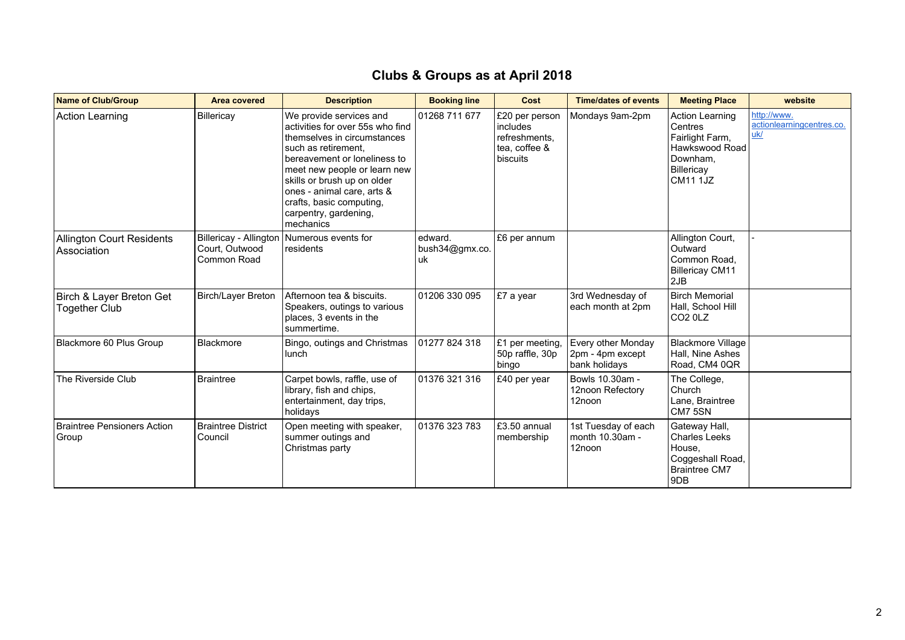# Clubs & Groups as at April 2018

| Name of Club/Group | Area covered | Description | Booking line | Cost | Time/dates of events | Meeting Place | website |
|---|---|---|---|---|---|---|---|
| Action Learning | Billericay | We provide services and activities for over 55s who find themselves in circumstances such as retirement, bereavement or loneliness to meet new people or learn new skills or brush up on older ones - animal care, arts & crafts, basic computing, carpentry, gardening, mechanics | 01268 711 677 | £20 per person includes refreshments, tea, coffee & biscuits | Mondays 9am-2pm | Action Learning Centres Fairlight Farm, Hawkswood Road Downham, Billericay CM11 1JZ | http://www.actionlearningcentres.co.uk/ |
| Allington Court Residents Association | Billericay - Allington Court, Outwood Common Road | Numerous events for residents | edward.bush34@gmx.co.uk | £6 per annum | | Allington Court, Outward Common Road, Billericay CM11 2JB | - |
| Birch & Layer Breton Get Together Club | Birch/Layer Breton | Afternoon tea & biscuits. Speakers, outings to various places, 3 events in the summertime. | 01206 330 095 | £7 a year | 3rd Wednesday of each month at 2pm | Birch Memorial Hall, School Hill CO2 0LZ | |
| Blackmore 60 Plus Group | Blackmore | Bingo, outings and Christmas lunch | 01277 824 318 | £1 per meeting, 50p raffle, 30p bingo | Every other Monday 2pm - 4pm except bank holidays | Blackmore Village Hall, Nine Ashes Road, CM4 0QR | |
| The Riverside Club | Braintree | Carpet bowls, raffle, use of library, fish and chips, entertainment, day trips, holidays | 01376 321 316 | £40 per year | Bowls 10.30am - 12noon Refectory 12noon | The College, Church Lane, Braintree CM7 5SN | |
| Braintree Pensioners Action Group | Braintree District Council | Open meeting with speaker, summer outings and Christmas party | 01376 323 783 | £3.50 annual membership | 1st Tuesday of each month 10.30am - 12noon | Gateway Hall, Charles Leeks House, Coggeshall Road, Braintree CM7 9DB | |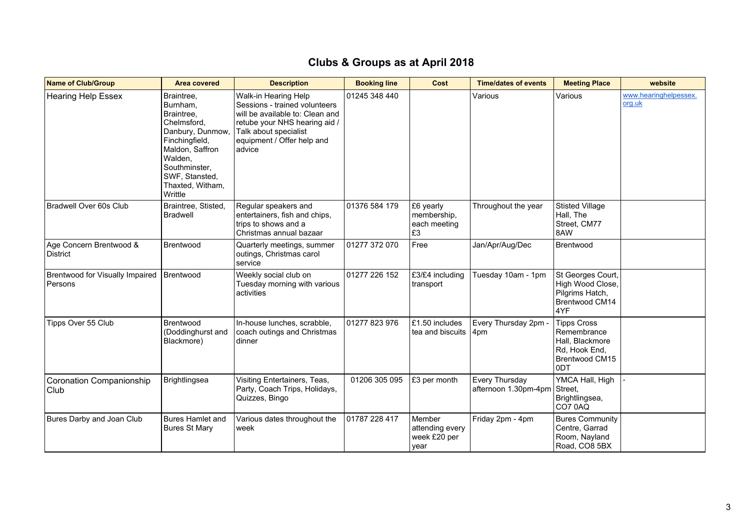# Clubs & Groups as at April 2018

| Name of Club/Group | Area covered | Description | Booking line | Cost | Time/dates of events | Meeting Place | website |
|---|---|---|---|---|---|---|---|
| Hearing Help Essex | Braintree, Burnham, Braintree, Chelmsford, Danbury, Dunmow, Finchingfield, Maldon, Saffron Walden, Southminster, SWF, Stansted, Thaxted, Witham, Writtle | Walk-in Hearing Help Sessions - trained volunteers will be available to: Clean and retube your NHS hearing aid / Talk about specialist equipment / Offer help and advice | 01245 348 440 | | Various | Various | www.hearinghelpessex.org.uk |
| Bradwell Over 60s Club | Braintree, Stisted, Bradwell | Regular speakers and entertainers, fish and chips, trips to shows and a Christmas annual bazaar | 01376 584 179 | £6 yearly membership, each meeting £3 | Throughout the year | Stisted Village Hall, The Street, CM77 8AW | |
| Age Concern Brentwood & District | Brentwood | Quarterly meetings, summer outings, Christmas carol service | 01277 372 070 | Free | Jan/Apr/Aug/Dec | Brentwood | |
| Brentwood for Visually Impaired Persons | Brentwood | Weekly social club on Tuesday morning with various activities | 01277 226 152 | £3/£4 including transport | Tuesday 10am - 1pm | St Georges Court, High Wood Close, Pilgrims Hatch, Brentwood CM14 4YF | |
| Tipps Over 55 Club | Brentwood (Doddinghurst and Blackmore) | In-house lunches, scrabble, coach outings and Christmas dinner | 01277 823 976 | £1.50 includes tea and biscuits | Every Thursday 2pm - 4pm | Tipps Cross Remembrance Hall, Blackmore Rd, Hook End, Brentwood CM15 0DT | |
| Coronation Companionship Club | Brightlingsea | Visiting Entertainers, Teas, Party, Coach Trips, Holidays, Quizzes, Bingo | 01206 305 095 | £3 per month | Every Thursday afternoon 1.30pm-4pm | YMCA Hall, High Street, Brightlingsea, CO7 0AQ | - |
| Bures Darby and Joan Club | Bures Hamlet and Bures St Mary | Various dates throughout the week | 01787 228 417 | Member attending every week £20 per year | Friday 2pm - 4pm | Bures Community Centre, Garrad Room, Nayland Road, CO8 5BX | |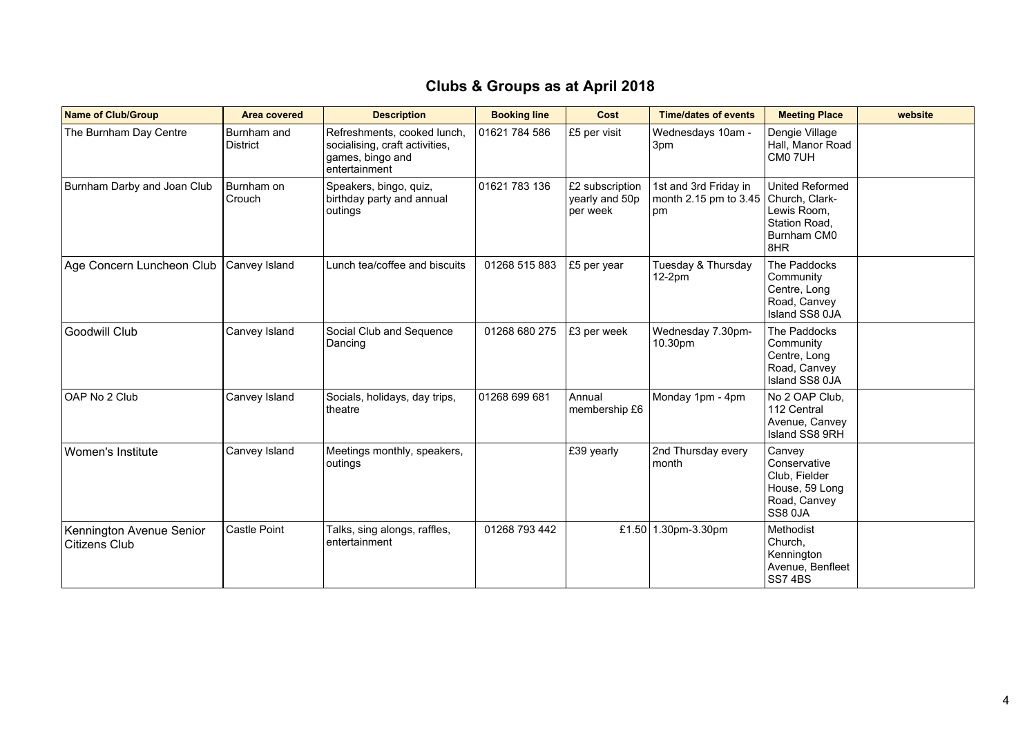# Clubs & Groups as at April 2018

| Name of Club/Group | Area covered | Description | Booking line | Cost | Time/dates of events | Meeting Place | website |
|---|---|---|---|---|---|---|---|
| The Burnham Day Centre | Burnham and District | Refreshments, cooked lunch, socialising, craft activities, games, bingo and entertainment | 01621 784 586 | £5 per visit | Wednesdays 10am - 3pm | Dengie Village Hall, Manor Road CM0 7UH | |
| Burnham Darby and Joan Club | Burnham on Crouch | Speakers, bingo, quiz, birthday party and annual outings | 01621 783 136 | £2 subscription yearly and 50p per week | 1st and 3rd Friday in month 2.15 pm to 3.45 pm | United Reformed Church, Clark-Lewis Room, Station Road, Burnham CM0 8HR | |
| Age Concern Luncheon Club | Canvey Island | Lunch tea/coffee and biscuits | 01268 515 883 | £5 per year | Tuesday & Thursday 12-2pm | The Paddocks Community Centre, Long Road, Canvey Island SS8 0JA | |
| Goodwill Club | Canvey Island | Social Club and Sequence Dancing | 01268 680 275 | £3 per week | Wednesday 7.30pm-10.30pm | The Paddocks Community Centre, Long Road, Canvey Island SS8 0JA | |
| OAP No 2 Club | Canvey Island | Socials, holidays, day trips, theatre | 01268 699 681 | Annual membership £6 | Monday 1pm - 4pm | No 2 OAP Club, 112 Central Avenue, Canvey Island SS8 9RH | |
| Women's Institute | Canvey Island | Meetings monthly, speakers, outings | | £39 yearly | 2nd Thursday every month | Canvey Conservative Club, Fielder House, 59 Long Road, Canvey SS8 0JA | |
| Kennington Avenue Senior Citizens Club | Castle Point | Talks, sing alongs, raffles, entertainment | 01268 793 442 | £1.50 | 1.30pm-3.30pm | Methodist Church, Kennington Avenue, Benfleet SS7 4BS | |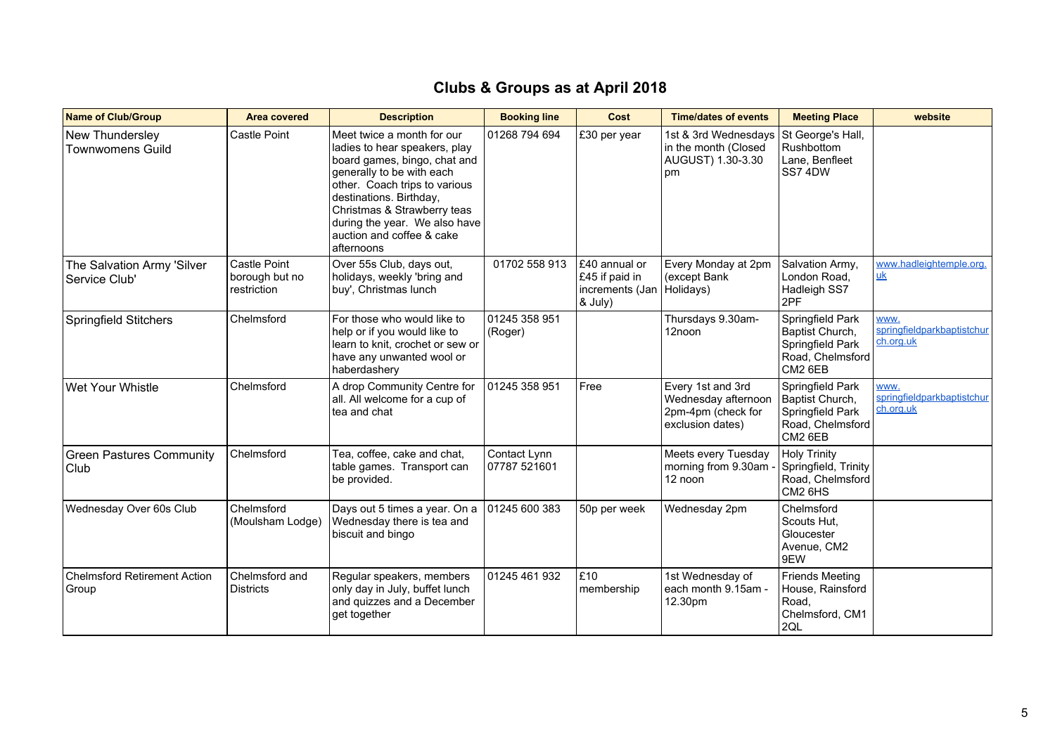## Clubs & Groups as at April 2018

| Name of Club/Group | Area covered | Description | Booking line | Cost | Time/dates of events | Meeting Place | website |
|---|---|---|---|---|---|---|---|
| New Thundersley Townwomens Guild | Castle Point | Meet twice a month for our ladies to hear speakers, play board games, bingo, chat and generally to be with each other. Coach trips to various destinations. Birthday, Christmas & Strawberry teas during the year. We also have auction and coffee & cake afternoons | 01268 794 694 | £30 per year | 1st & 3rd Wednesdays in the month (Closed AUGUST) 1.30-3.30 pm | St George's Hall, Rushbottom Lane, Benfleet SS7 4DW | |
| The Salvation Army 'Silver Service Club' | Castle Point borough but no restriction | Over 55s Club, days out, holidays, weekly 'bring and buy', Christmas lunch | 01702 558 913 | £40 annual or £45 if paid in increments (Jan & July) | Every Monday at 2pm (except Bank Holidays) | Salvation Army, London Road, Hadleigh SS7 2PF | www.hadleightemple.org.uk |
| Springfield Stitchers | Chelmsford | For those who would like to help or if you would like to learn to knit, crochet or sew or have any unwanted wool or haberdashery | 01245 358 951 (Roger) | | Thursdays 9.30am-12noon | Springfield Park Baptist Church, Springfield Park Road, Chelmsford CM2 6EB | www.springfieldparkbaptistchurch.org.uk |
| Wet Your Whistle | Chelmsford | A drop Community Centre for all. All welcome for a cup of tea and chat | 01245 358 951 | Free | Every 1st and 3rd Wednesday afternoon 2pm-4pm (check for exclusion dates) | Springfield Park Baptist Church, Springfield Park Road, Chelmsford CM2 6EB | www.springfieldparkbaptistchurch.org.uk |
| Green Pastures Community Club | Chelmsford | Tea, coffee, cake and chat, table games. Transport can be provided. | Contact Lynn 07787 521601 | | Meets every Tuesday morning from 9.30am - 12 noon | Holy Trinity Springfield, Trinity Road, Chelmsford CM2 6HS | |
| Wednesday Over 60s Club | Chelmsford (Moulsham Lodge) | Days out 5 times a year. On a Wednesday there is tea and biscuit and bingo | 01245 600 383 | 50p per week | Wednesday 2pm | Chelmsford Scouts Hut, Gloucester Avenue, CM2 9EW | |
| Chelmsford Retirement Action Group | Chelmsford and Districts | Regular speakers, members only day in July, buffet lunch and quizzes and a December get together | 01245 461 932 | £10 membership | 1st Wednesday of each month 9.15am - 12.30pm | Friends Meeting House, Rainsford Road, Chelmsford, CM1 2QL | |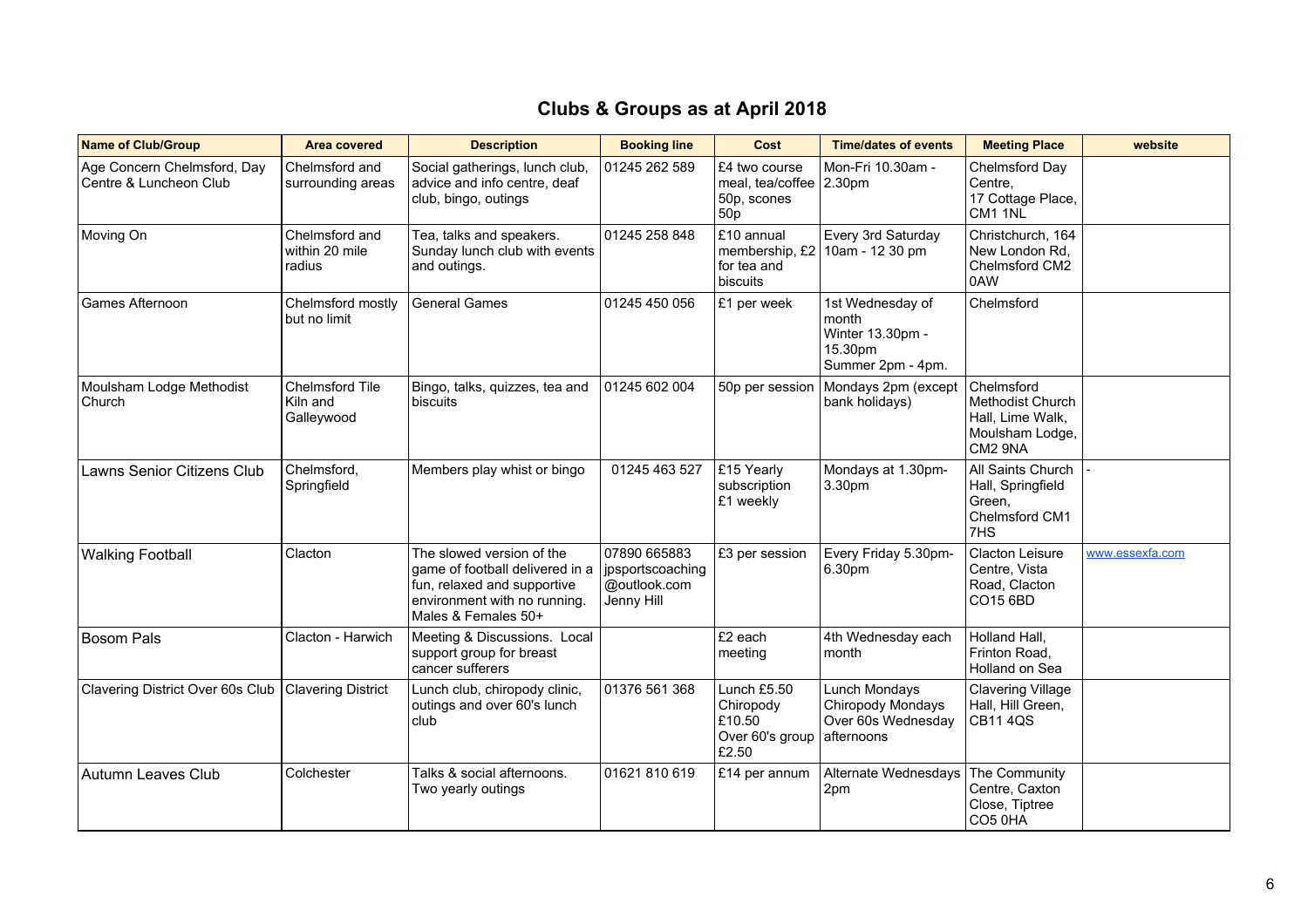## Clubs & Groups as at April 2018

| Name of Club/Group | Area covered | Description | Booking line | Cost | Time/dates of events | Meeting Place | website |
|---|---|---|---|---|---|---|---|
| Age Concern Chelmsford, Day Centre & Luncheon Club | Chelmsford and surrounding areas | Social gatherings, lunch club, advice and info centre, deaf club, bingo, outings | 01245 262 589 | £4 two course meal, tea/coffee 50p, scones 50p | Mon-Fri 10.30am - 2.30pm | Chelmsford Day Centre, 17 Cottage Place, CM1 1NL | |
| Moving On | Chelmsford and within 20 mile radius | Tea, talks and speakers. Sunday lunch club with events and outings. | 01245 258 848 | £10 annual membership, £2 for tea and biscuits | Every 3rd Saturday 10am - 12 30 pm | Christchurch, 164 New London Rd, Chelmsford CM2 0AW | |
| Games Afternoon | Chelmsford mostly but no limit | General Games | 01245 450 056 | £1 per week | 1st Wednesday of month Winter 13.30pm - 15.30pm Summer 2pm - 4pm. | Chelmsford | |
| Moulsham Lodge Methodist Church | Chelmsford Tile Kiln and Galleywood | Bingo, talks, quizzes, tea and biscuits | 01245 602 004 | 50p per session | Mondays 2pm (except bank holidays) | Chelmsford Methodist Church Hall, Lime Walk, Moulsham Lodge, CM2 9NA | |
| Lawns Senior Citizens Club | Chelmsford, Springfield | Members play whist or bingo | 01245 463 527 | £15 Yearly subscription £1 weekly | Mondays at 1.30pm-3.30pm | All Saints Church Hall, Springfield Green, Chelmsford CM1 7HS | - |
| Walking Football | Clacton | The slowed version of the game of football delivered in a fun, relaxed and supportive environment with no running. Males & Females 50+ | 07890 665883 jpsportscoaching @outlook.com Jenny Hill | £3 per session | Every Friday 5.30pm-6.30pm | Clacton Leisure Centre, Vista Road, Clacton CO15 6BD | www.essexfa.com |
| Bosom Pals | Clacton - Harwich | Meeting & Discussions. Local support group for breast cancer sufferers | | £2 each meeting | 4th Wednesday each month | Holland Hall, Frinton Road, Holland on Sea | |
| Clavering District Over 60s Club | Clavering District | Lunch club, chiropody clinic, outings and over 60's lunch club | 01376 561 368 | Lunch £5.50 Chiropody £10.50 Over 60's group £2.50 | Lunch Mondays Chiropody Mondays Over 60s Wednesday afternoons | Clavering Village Hall, Hill Green, CB11 4QS | |
| Autumn Leaves Club | Colchester | Talks & social afternoons. Two yearly outings | 01621 810 619 | £14 per annum | Alternate Wednesdays 2pm | The Community Centre, Caxton Close, Tiptree CO5 0HA | |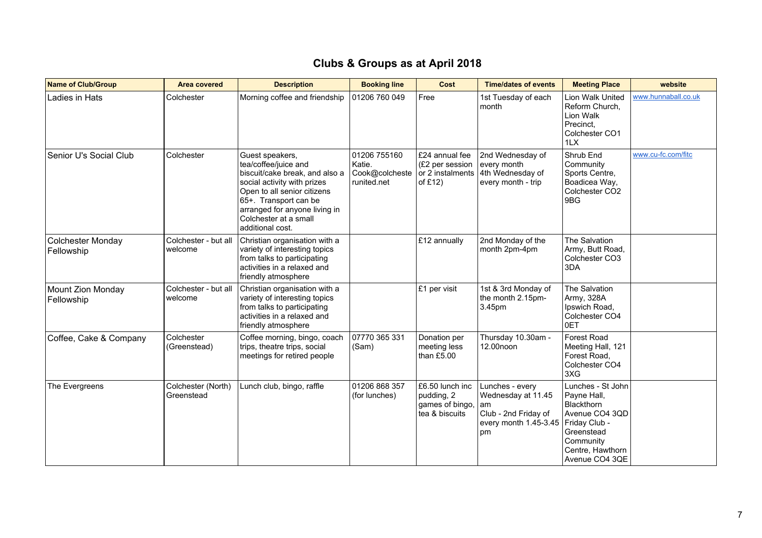# Clubs & Groups as at April 2018

| Name of Club/Group | Area covered | Description | Booking line | Cost | Time/dates of events | Meeting Place | website |
|---|---|---|---|---|---|---|---|
| Ladies in Hats | Colchester | Morning coffee and friendship | 01206 760 049 | Free | 1st Tuesday of each month | Lion Walk United Reform Church, Lion Walk Precinct, Colchester CO1 1LX | www.hunnaball.co.uk |
| Senior U's Social Club | Colchester | Guest speakers, tea/coffee/juice and biscuit/cake break, and also a social activity with prizes Open to all senior citizens 65+. Transport can be arranged for anyone living in Colchester at a small additional cost. | 01206 755160 Katie. Cook@colchesterunited.net | £24 annual fee (£2 per session or 2 instalments of £12) | 2nd Wednesday of every month 4th Wednesday of every month - trip | Shrub End Community Sports Centre, Boadicea Way, Colchester CO2 9BG | www.cu-fc.com/fitc |
| Colchester Monday Fellowship | Colchester - but all welcome | Christian organisation with a variety of interesting topics from talks to participating activities in a relaxed and friendly atmosphere | | £12 annually | 2nd Monday of the month 2pm-4pm | The Salvation Army, Butt Road, Colchester CO3 3DA | |
| Mount Zion Monday Fellowship | Colchester - but all welcome | Christian organisation with a variety of interesting topics from talks to participating activities in a relaxed and friendly atmosphere | | £1 per visit | 1st & 3rd Monday of the month 2.15pm-3.45pm | The Salvation Army, 328A Ipswich Road, Colchester CO4 0ET | |
| Coffee, Cake & Company | Colchester (Greenstead) | Coffee morning, bingo, coach trips, theatre trips, social meetings for retired people | 07770 365 331 (Sam) | Donation per meeting less than £5.00 | Thursday 10.30am - 12.00noon | Forest Road Meeting Hall, 121 Forest Road, Colchester CO4 3XG | |
| The Evergreens | Colchester (North) Greenstead | Lunch club, bingo, raffle | 01206 868 357 (for lunches) | £6.50 lunch inc pudding, 2 games of bingo, tea & biscuits | Lunches - every Wednesday at 11.45 am Club - 2nd Friday of every month 1.45-3.45 pm | Lunches - St John Payne Hall, Blackthorn Avenue CO4 3QD Friday Club - Greenstead Community Centre, Hawthorn Avenue CO4 3QE | |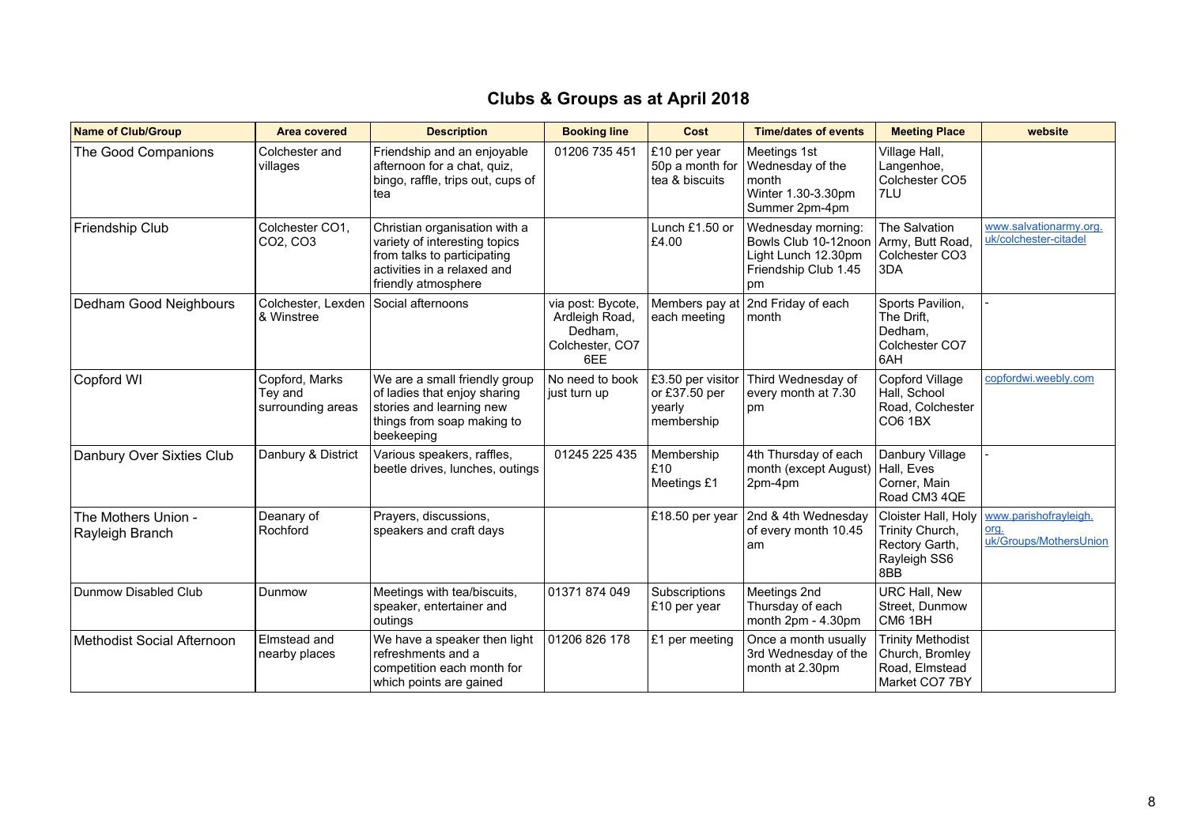# Clubs & Groups as at April 2018

| Name of Club/Group | Area covered | Description | Booking line | Cost | Time/dates of events | Meeting Place | website |
|---|---|---|---|---|---|---|---|
| The Good Companions | Colchester and villages | Friendship and an enjoyable afternoon for a chat, quiz, bingo, raffle, trips out, cups of tea | 01206 735 451 | £10 per year 50p a month for tea & biscuits | Meetings 1st Wednesday of the month Winter 1.30-3.30pm Summer 2pm-4pm | Village Hall, Langenhoe, Colchester CO5 7LU | |
| Friendship Club | Colchester CO1, CO2, CO3 | Christian organisation with a variety of interesting topics from talks to participating activities in a relaxed and friendly atmosphere | | Lunch £1.50 or £4.00 | Wednesday morning: Bowls Club 10-12noon Light Lunch 12.30pm Friendship Club 1.45 pm | The Salvation Army, Butt Road, Colchester CO3 3DA | www.salvationarmy.org.uk/colchester-citadel |
| Dedham Good Neighbours | Colchester, Lexden & Winstree | Social afternoons | via post: Bycote, Ardleigh Road, Dedham, Colchester, CO7 6EE | Members pay at each meeting | 2nd Friday of each month | Sports Pavilion, The Drift, Dedham, Colchester CO7 6AH | - |
| Copford WI | Copford, Marks Tey and surrounding areas | We are a small friendly group of ladies that enjoy sharing stories and learning new things from soap making to beekeeping | No need to book just turn up | £3.50 per visitor or £37.50 per yearly membership | Third Wednesday of every month at 7.30 pm | Copford Village Hall, School Road, Colchester CO6 1BX | copfordwi.weebly.com |
| Danbury Over Sixties Club | Danbury & District | Various speakers, raffles, beetle drives, lunches, outings | 01245 225 435 | Membership £10 Meetings £1 | 4th Thursday of each month (except August) 2pm-4pm | Danbury Village Hall, Eves Corner, Main Road CM3 4QE | - |
| The Mothers Union - Rayleigh Branch | Deanary of Rochford | Prayers, discussions, speakers and craft days | | £18.50 per year | 2nd & 4th Wednesday of every month 10.45 am | Cloister Hall, Holy Trinity Church, Rectory Garth, Rayleigh SS6 8BB | www.parishofrayleigh.org.uk/Groups/MothersUnion |
| Dunmow Disabled Club | Dunmow | Meetings with tea/biscuits, speaker, entertainer and outings | 01371 874 049 | Subscriptions £10 per year | Meetings 2nd Thursday of each month 2pm - 4.30pm | URC Hall, New Street, Dunmow CM6 1BH | |
| Methodist Social Afternoon | Elmstead and nearby places | We have a speaker then light refreshments and a competition each month for which points are gained | 01206 826 178 | £1 per meeting | Once a month usually 3rd Wednesday of the month at 2.30pm | Trinity Methodist Church, Bromley Road, Elmstead Market CO7 7BY | |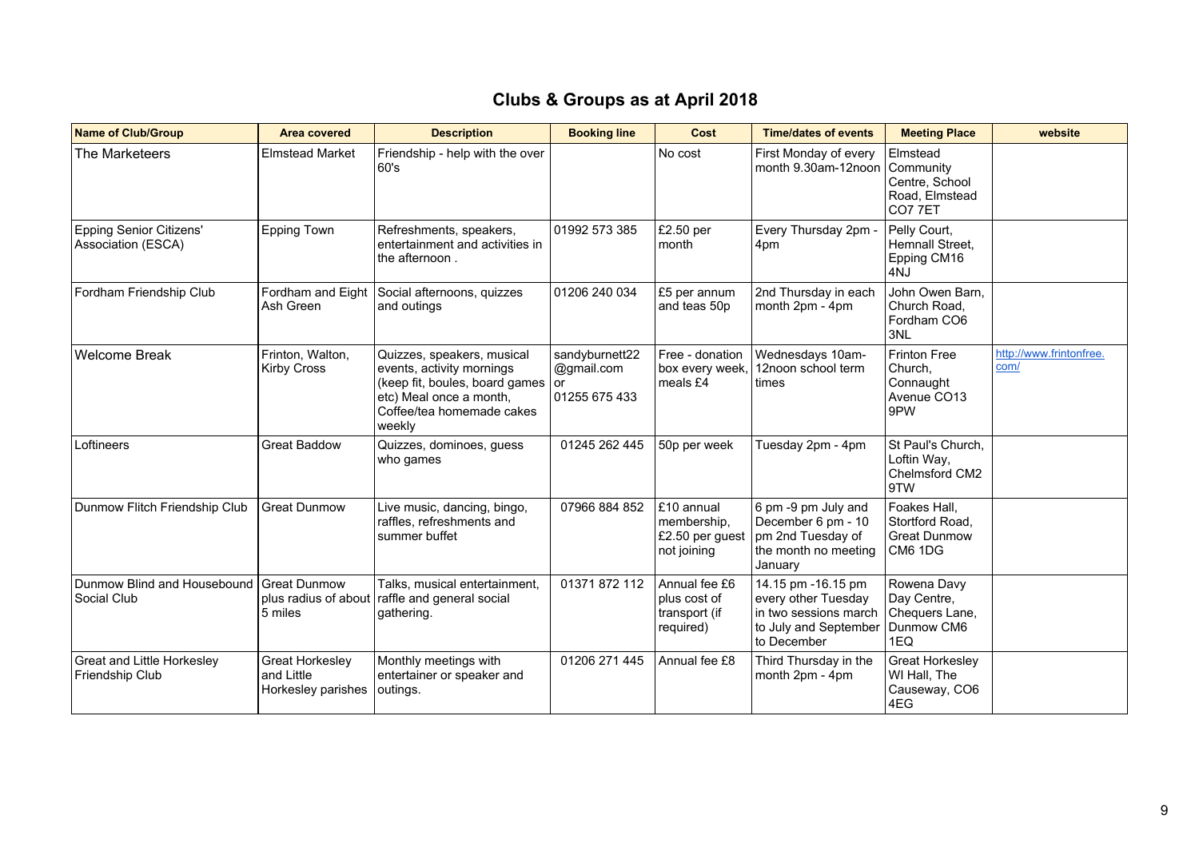# Clubs & Groups as at April 2018

| Name of Club/Group | Area covered | Description | Booking line | Cost | Time/dates of events | Meeting Place | website |
|---|---|---|---|---|---|---|---|
| The Marketeers | Elmstead Market | Friendship - help with the over 60's | | No cost | First Monday of every month 9.30am-12noon | Elmstead Community Centre, School Road, Elmstead CO7 7ET | |
| Epping Senior Citizens' Association (ESCA) | Epping Town | Refreshments, speakers, entertainment and activities in the afternoon . | 01992 573 385 | £2.50 per month | Every Thursday 2pm - 4pm | Pelly Court, Hemnall Street, Epping CM16 4NJ | |
| Fordham Friendship Club | Fordham and Eight Ash Green | Social afternoons, quizzes and outings | 01206 240 034 | £5 per annum and teas 50p | 2nd Thursday in each month 2pm - 4pm | John Owen Barn, Church Road, Fordham CO6 3NL | |
| Welcome Break | Frinton, Walton, Kirby Cross | Quizzes, speakers, musical events, activity mornings (keep fit, boules, board games etc) Meal once a month, Coffee/tea homemade cakes weekly | sandyburnett22@gmail.com or 01255 675 433 | Free - donation box every week, meals £4 | Wednesdays 10am-12noon school term times | Frinton Free Church, Connaught Avenue CO13 9PW | http://www.frintonfree.com/ |
| Loftineers | Great Baddow | Quizzes, dominoes, guess who games | 01245 262 445 | 50p per week | Tuesday 2pm - 4pm | St Paul's Church, Loftin Way, Chelmsford CM2 9TW | |
| Dunmow Flitch Friendship Club | Great Dunmow | Live music, dancing, bingo, raffles, refreshments and summer buffet | 07966 884 852 | £10 annual membership, £2.50 per guest not joining | 6 pm -9 pm July and December 6 pm - 10 pm 2nd Tuesday of the month no meeting January | Foakes Hall, Stortford Road, Great Dunmow CM6 1DG | |
| Dunmow Blind and Housebound Social Club | Great Dunmow plus radius of about 5 miles | Talks, musical entertainment, raffle and general social gathering. | 01371 872 112 | Annual fee £6 plus cost of transport (if required) | 14.15 pm -16.15 pm every other Tuesday in two sessions march to July and September to December | Rowena Davy Day Centre, Chequers Lane, Dunmow CM6 1EQ | |
| Great and Little Horkesley Friendship Club | Great Horkesley and Little Horkesley parishes | Monthly meetings with entertainer or speaker and outings. | 01206 271 445 | Annual fee £8 | Third Thursday in the month 2pm - 4pm | Great Horkesley WI Hall, The Causeway, CO6 4EG | |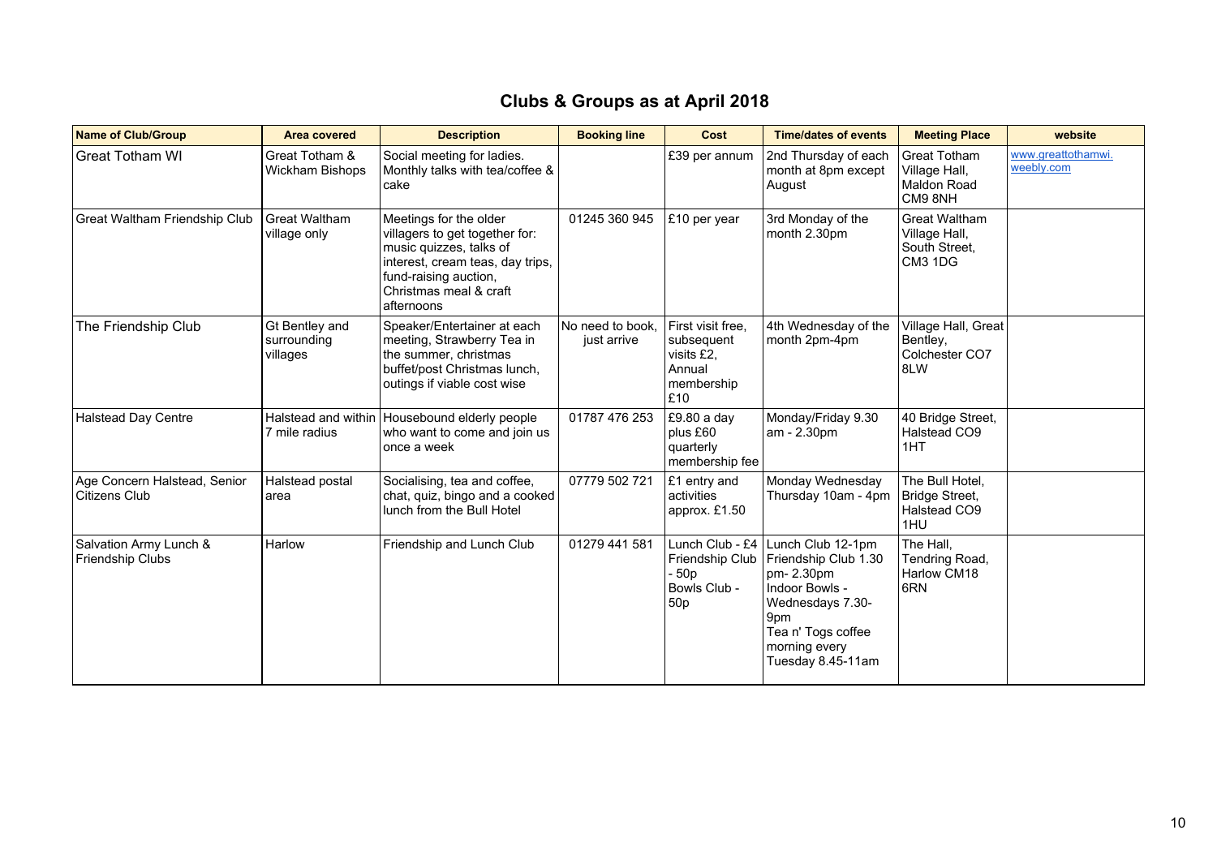# Clubs & Groups as at April 2018

| Name of Club/Group | Area covered | Description | Booking line | Cost | Time/dates of events | Meeting Place | website |
|---|---|---|---|---|---|---|---|
| Great Totham WI | Great Totham & Wickham Bishops | Social meeting for ladies. Monthly talks with tea/coffee & cake | | £39 per annum | 2nd Thursday of each month at 8pm except August | Great Totham Village Hall, Maldon Road CM9 8NH | www.greattothamwi.weebly.com |
| Great Waltham Friendship Club | Great Waltham village only | Meetings for the older villagers to get together for: music quizzes, talks of interest, cream teas, day trips, fund-raising auction, Christmas meal & craft afternoons | 01245 360 945 | £10 per year | 3rd Monday of the month 2.30pm | Great Waltham Village Hall, South Street, CM3 1DG | |
| The Friendship Club | Gt Bentley and surrounding villages | Speaker/Entertainer at each meeting, Strawberry Tea in the summer, christmas buffet/post Christmas lunch, outings if viable cost wise | No need to book, just arrive | First visit free, subsequent visits £2, Annual membership £10 | 4th Wednesday of the month 2pm-4pm | Village Hall, Great Bentley, Colchester CO7 8LW | |
| Halstead Day Centre | Halstead and within 7 mile radius | Housebound elderly people who want to come and join us once a week | 01787 476 253 | £9.80 a day plus £60 quarterly membership fee | Monday/Friday 9.30 am - 2.30pm | 40 Bridge Street, Halstead CO9 1HT | |
| Age Concern Halstead, Senior Citizens Club | Halstead postal area | Socialising, tea and coffee, chat, quiz, bingo and a cooked lunch from the Bull Hotel | 07779 502 721 | £1 entry and activities approx. £1.50 | Monday Wednesday Thursday 10am - 4pm | The Bull Hotel, Bridge Street, Halstead CO9 1HU | |
| Salvation Army Lunch & Friendship Clubs | Harlow | Friendship and Lunch Club | 01279 441 581 | Lunch Club - £4 Friendship Club - 50p Bowls Club - 50p | Lunch Club 12-1pm Friendship Club 1.30 pm- 2.30pm Indoor Bowls - Wednesdays 7.30-9pm Tea n' Togs coffee morning every Tuesday 8.45-11am | The Hall, Tendring Road, Harlow CM18 6RN | |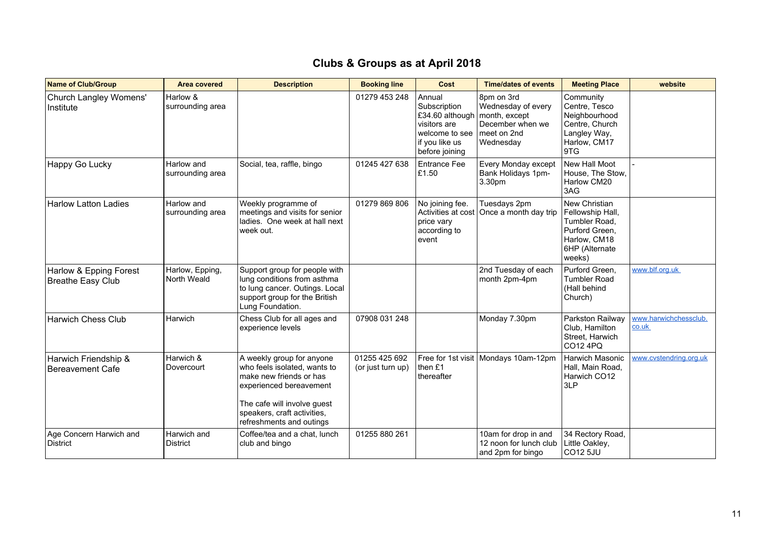# Clubs & Groups as at April 2018

| Name of Club/Group | Area covered | Description | Booking line | Cost | Time/dates of events | Meeting Place | website |
|---|---|---|---|---|---|---|---|
| Church Langley Womens' Institute | Harlow & surrounding area | | 01279 453 248 | Annual Subscription £34.60 although visitors are welcome to see if you like us before joining | 8pm on 3rd Wednesday of every month, except December when we meet on 2nd Wednesday | Community Centre, Tesco Neighbourhood Centre, Church Langley Way, Harlow, CM17 9TG | |
| Happy Go Lucky | Harlow and surrounding area | Social, tea, raffle, bingo | 01245 427 638 | Entrance Fee £1.50 | Every Monday except Bank Holidays 1pm-3.30pm | New Hall Moot House, The Stow, Harlow CM20 3AG | - |
| Harlow Latton Ladies | Harlow and surrounding area | Weekly programme of meetings and visits for senior ladies. One week at hall next week out. | 01279 869 806 | No joining fee. Activities at cost price vary according to event | Tuesdays 2pm Once a month day trip | New Christian Fellowship Hall, Tumbler Road, Purford Green, Harlow, CM18 6HP (Alternate weeks) | |
| Harlow & Epping Forest Breathe Easy Club | Harlow, Epping, North Weald | Support group for people with lung conditions from asthma to lung cancer. Outings. Local support group for the British Lung Foundation. | | | 2nd Tuesday of each month 2pm-4pm | Purford Green, Tumbler Road (Hall behind Church) | www.blf.org.uk |
| Harwich Chess Club | Harwich | Chess Club for all ages and experience levels | 07908 031 248 | | Monday 7.30pm | Parkston Railway Club, Hamilton Street, Harwich CO12 4PQ | www.harwichchessclub.co.uk |
| Harwich Friendship & Bereavement Cafe | Harwich & Dovercourt | A weekly group for anyone who feels isolated, wants to make new friends or has experienced bereavement<br><br>The cafe will involve guest speakers, craft activities, refreshments and outings | 01255 425 692 (or just turn up) | Free for 1st visit then £1 thereafter | Mondays 10am-12pm | Harwich Masonic Hall, Main Road, Harwich CO12 3LP | www.cvstendring.org.uk |
| Age Concern Harwich and District | Harwich and District | Coffee/tea and a chat, lunch club and bingo | 01255 880 261 | | 10am for drop in and 12 noon for lunch club and 2pm for bingo | 34 Rectory Road, Little Oakley, CO12 5JU | |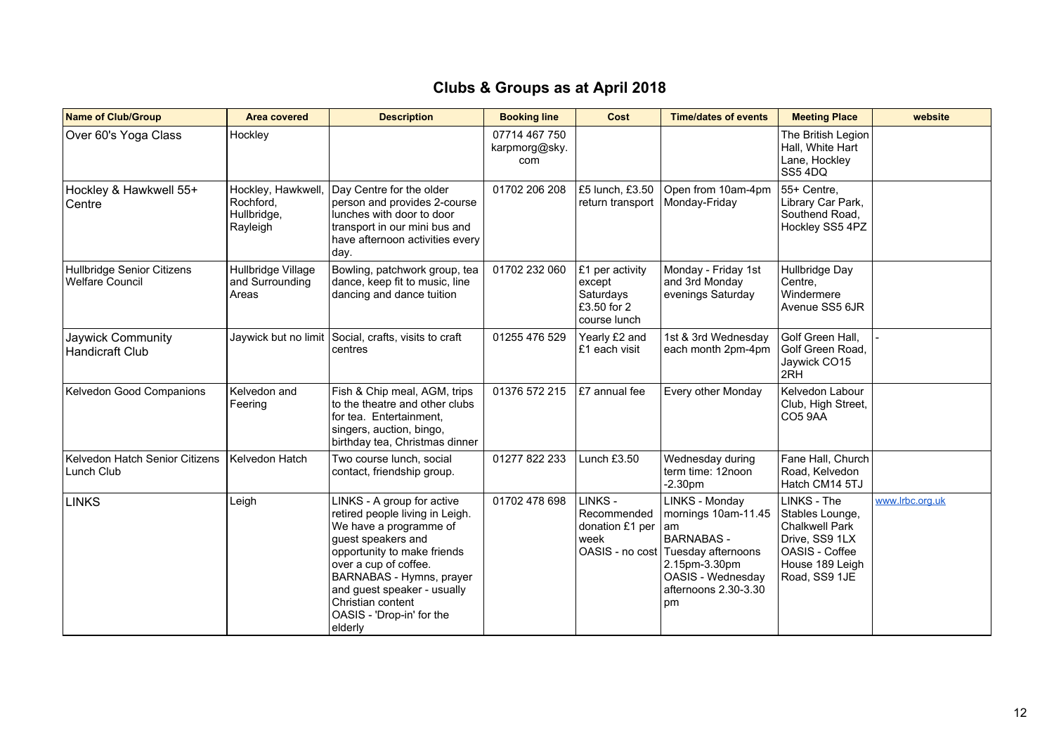## Clubs & Groups as at April 2018

| Name of Club/Group | Area covered | Description | Booking line | Cost | Time/dates of events | Meeting Place | website |
|---|---|---|---|---|---|---|---|
| Over 60's Yoga Class | Hockley | | 07714 467 750 karpmorg@sky.com | | | The British Legion Hall, White Hart Lane, Hockley SS5 4DQ | |
| Hockley & Hawkwell 55+ Centre | Hockley, Hawkwell, Rochford, Hullbridge, Rayleigh | Day Centre for the older person and provides 2-course lunches with door to door transport in our mini bus and have afternoon activities every day. | 01702 206 208 | £5 lunch, £3.50 return transport | Open from 10am-4pm Monday-Friday | 55+ Centre, Library Car Park, Southend Road, Hockley SS5 4PZ | |
| Hullbridge Senior Citizens Welfare Council | Hullbridge Village and Surrounding Areas | Bowling, patchwork group, tea dance, keep fit to music, line dancing and dance tuition | 01702 232 060 | £1 per activity except Saturdays £3.50 for 2 course lunch | Monday - Friday 1st and 3rd Monday evenings Saturday | Hullbridge Day Centre, Windermere Avenue SS5 6JR | |
| Jaywick Community Handicraft Club | Jaywick but no limit | Social, crafts, visits to craft centres | 01255 476 529 | Yearly £2 and £1 each visit | 1st & 3rd Wednesday each month 2pm-4pm | Golf Green Hall, Golf Green Road, Jaywick CO15 2RH | - |
| Kelvedon Good Companions | Kelvedon and Feering | Fish & Chip meal, AGM, trips to the theatre and other clubs for tea. Entertainment, singers, auction, bingo, birthday tea, Christmas dinner | 01376 572 215 | £7 annual fee | Every other Monday | Kelvedon Labour Club, High Street, CO5 9AA | |
| Kelvedon Hatch Senior Citizens Lunch Club | Kelvedon Hatch | Two course lunch, social contact, friendship group. | 01277 822 233 | Lunch £3.50 | Wednesday during term time: 12noon -2.30pm | Fane Hall, Church Road, Kelvedon Hatch CM14 5TJ | |
| LINKS | Leigh | LINKS - A group for active retired people living in Leigh. We have a programme of guest speakers and opportunity to make friends over a cup of coffee. BARNABAS - Hymns, prayer and guest speaker - usually Christian content OASIS - 'Drop-in' for the elderly | 01702 478 698 | LINKS - Recommended donation £1 per week OASIS - no cost | LINKS - Monday mornings 10am-11.45 am BARNABAS - Tuesday afternoons 2.15pm-3.30pm OASIS - Wednesday afternoons 2.30-3.30 pm | LINKS - The Stables Lounge, Chalkwell Park Drive, SS9 1LX OASIS - Coffee House 189 Leigh Road, SS9 1JE | www.lrbc.org.uk |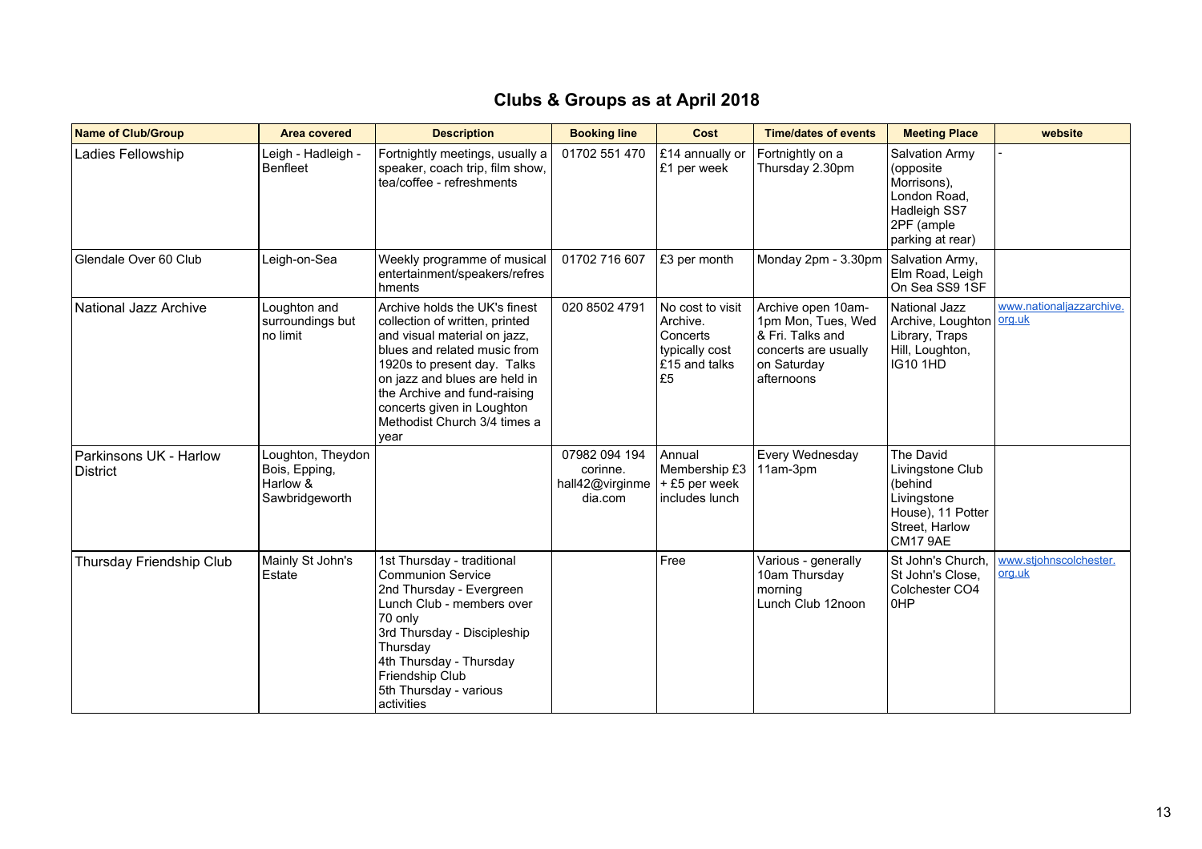# Clubs & Groups as at April 2018

| Name of Club/Group | Area covered | Description | Booking line | Cost | Time/dates of events | Meeting Place | website |
|---|---|---|---|---|---|---|---|
| Ladies Fellowship | Leigh - Hadleigh - Benfleet | Fortnightly meetings, usually a speaker, coach trip, film show, tea/coffee - refreshments | 01702 551 470 | £14 annually or £1 per week | Fortnightly on a Thursday 2.30pm | Salvation Army (opposite Morrisons), London Road, Hadleigh SS7 2PF (ample parking at rear) | - |
| Glendale Over 60 Club | Leigh-on-Sea | Weekly programme of musical entertainment/speakers/refreshments | 01702 716 607 | £3 per month | Monday 2pm - 3.30pm | Salvation Army, Elm Road, Leigh On Sea SS9 1SF | |
| National Jazz Archive | Loughton and surroundings but no limit | Archive holds the UK's finest collection of written, printed and visual material on jazz, blues and related music from 1920s to present day. Talks on jazz and blues are held in the Archive and fund-raising concerts given in Loughton Methodist Church 3/4 times a year | 020 8502 4791 | No cost to visit Archive. Concerts typically cost £15 and talks £5 | Archive open 10am-1pm Mon, Tues, Wed & Fri. Talks and concerts are usually on Saturday afternoons | National Jazz Archive, Loughton Library, Traps Hill, Loughton, IG10 1HD | www.nationaljazzarchive.org.uk |
| Parkinsons UK - Harlow District | Loughton, Theydon Bois, Epping, Harlow & Sawbridgeworth | | 07982 094 194 corinne.hall42@virginmedia.com | Annual Membership £3 + £5 per week includes lunch | Every Wednesday 11am-3pm | The David Livingstone Club (behind Livingstone House), 11 Potter Street, Harlow CM17 9AE | |
| Thursday Friendship Club | Mainly St John's Estate | 1st Thursday - traditional Communion Service<br>2nd Thursday - Evergreen Lunch Club - members over 70 only<br>3rd Thursday - Discipleship Thursday<br>4th Thursday - Thursday Friendship Club<br>5th Thursday - various activities | | Free | Various - generally 10am Thursday morning<br>Lunch Club 12noon | St John's Church, St John's Close, Colchester CO4 0HP | www.stjohnscolchester.org.uk |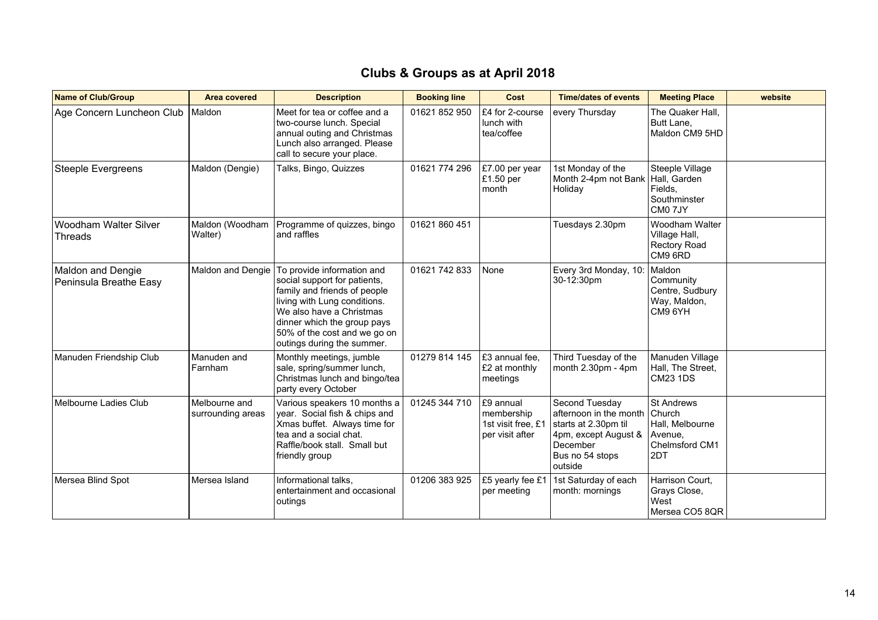# Clubs & Groups as at April 2018

| Name of Club/Group | Area covered | Description | Booking line | Cost | Time/dates of events | Meeting Place | website |
|---|---|---|---|---|---|---|---|
| Age Concern Luncheon Club | Maldon | Meet for tea or coffee and a two-course lunch. Special annual outing and Christmas Lunch also arranged. Please call to secure your place. | 01621 852 950 | £4 for 2-course lunch with tea/coffee | every Thursday | The Quaker Hall, Butt Lane, Maldon CM9 5HD | |
| Steeple Evergreens | Maldon (Dengie) | Talks, Bingo, Quizzes | 01621 774 296 | £7.00 per year £1.50 per month | 1st Monday of the Month 2-4pm not Bank Holiday | Steeple Village Hall, Garden Fields, Southminster CM0 7JY | |
| Woodham Walter Silver Threads | Maldon (Woodham Walter) | Programme of quizzes, bingo and raffles | 01621 860 451 | | Tuesdays 2.30pm | Woodham Walter Village Hall, Rectory Road CM9 6RD | |
| Maldon and Dengie Peninsula Breathe Easy | Maldon and Dengie | To provide information and social support for patients, family and friends of people living with Lung conditions. We also have a Christmas dinner which the group pays 50% of the cost and we go on outings during the summer. | 01621 742 833 | None | Every 3rd Monday, 10: 30-12:30pm | Maldon Community Centre, Sudbury Way, Maldon, CM9 6YH | |
| Manuden Friendship Club | Manuden and Farnham | Monthly meetings, jumble sale, spring/summer lunch, Christmas lunch and bingo/tea party every October | 01279 814 145 | £3 annual fee, £2 at monthly meetings | Third Tuesday of the month 2.30pm - 4pm | Manuden Village Hall, The Street, CM23 1DS | |
| Melbourne Ladies Club | Melbourne and surrounding areas | Various speakers 10 months a year. Social fish & chips and Xmas buffet. Always time for tea and a social chat. Raffle/book stall. Small but friendly group | 01245 344 710 | £9 annual membership 1st visit free, £1 per visit after | Second Tuesday afternoon in the month starts at 2.30pm til 4pm, except August & December Bus no 54 stops outside | St Andrews Church Hall, Melbourne Avenue, Chelmsford CM1 2DT | |
| Mersea Blind Spot | Mersea Island | Informational talks, entertainment and occasional outings | 01206 383 925 | £5 yearly fee £1 per meeting | 1st Saturday of each month: mornings | Harrison Court, Grays Close, West Mersea CO5 8QR | |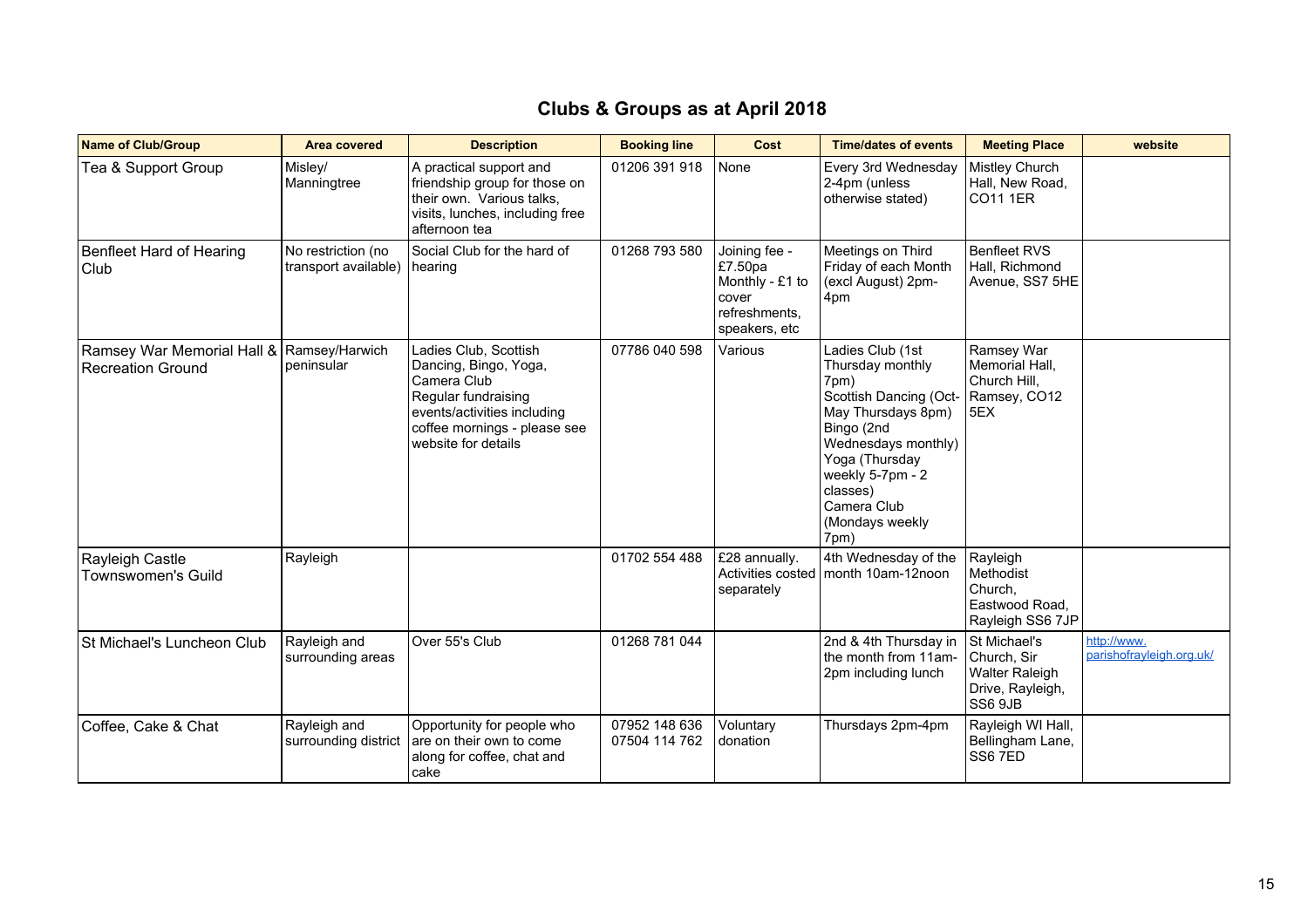# Clubs & Groups as at April 2018

| Name of Club/Group | Area covered | Description | Booking line | Cost | Time/dates of events | Meeting Place | website |
|---|---|---|---|---|---|---|---|
| Tea & Support Group | Misley/ Manningtree | A practical support and friendship group for those on their own. Various talks, visits, lunches, including free afternoon tea | 01206 391 918 | None | Every 3rd Wednesday 2-4pm (unless otherwise stated) | Mistley Church Hall, New Road, CO11 1ER | |
| Benfleet Hard of Hearing Club | No restriction (no transport available) | Social Club for the hard of hearing | 01268 793 580 | Joining fee - £7.50pa Monthly - £1 to cover refreshments, speakers, etc | Meetings on Third Friday of each Month (excl August) 2pm-4pm | Benfleet RVS Hall, Richmond Avenue, SS7 5HE | |
| Ramsey War Memorial Hall & Recreation Ground | Ramsey/Harwich peninsular | Ladies Club, Scottish Dancing, Bingo, Yoga, Camera Club<br>Regular fundraising events/activities including coffee mornings - please see website for details | 07786 040 598 | Various | Ladies Club (1st Thursday monthly 7pm)<br>Scottish Dancing (Oct-May Thursdays 8pm)<br>Bingo (2nd Wednesdays monthly)<br>Yoga (Thursday weekly 5-7pm - 2 classes)<br>Camera Club (Mondays weekly 7pm) | Ramsey War Memorial Hall, Church Hill, Ramsey, CO12 5EX | |
| Rayleigh Castle Townswomen's Guild | Rayleigh | | 01702 554 488 | £28 annually. Activities costed separately | 4th Wednesday of the month 10am-12noon | Rayleigh Methodist Church, Eastwood Road, Rayleigh SS6 7JP | |
| St Michael's Luncheon Club | Rayleigh and surrounding areas | Over 55's Club | 01268 781 044 | | 2nd & 4th Thursday in the month from 11am-2pm including lunch | St Michael's Church, Sir Walter Raleigh Drive, Rayleigh, SS6 9JB | http://www.parishofrayleigh.org.uk/ |
| Coffee, Cake & Chat | Rayleigh and surrounding district | Opportunity for people who are on their own to come along for coffee, chat and cake | 07952 148 636<br>07504 114 762 | Voluntary donation | Thursdays 2pm-4pm | Rayleigh WI Hall, Bellingham Lane, SS6 7ED | |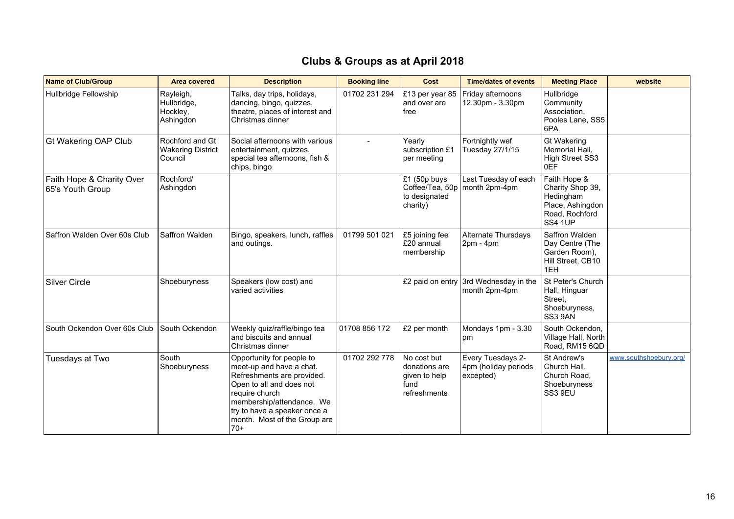## Clubs & Groups as at April 2018

| Name of Club/Group | Area covered | Description | Booking line | Cost | Time/dates of events | Meeting Place | website |
|---|---|---|---|---|---|---|---|
| Hullbridge Fellowship | Rayleigh, Hullbridge, Hockley, Ashingdon | Talks, day trips, holidays, dancing, bingo, quizzes, theatre, places of interest and Christmas dinner | 01702 231 294 | £13 per year 85 and over are free | Friday afternoons 12.30pm - 3.30pm | Hullbridge Community Association, Pooles Lane, SS5 6PA | |
| Gt Wakering OAP Club | Rochford and Gt Wakering District Council | Social afternoons with various entertainment, quizzes, special tea afternoons, fish & chips, bingo | - | Yearly subscription £1 per meeting | Fortnightly wef Tuesday 27/1/15 | Gt Wakering Memorial Hall, High Street SS3 0EF | |
| Faith Hope & Charity Over 65's Youth Group | Rochford/ Ashingdon | | | £1 (50p buys Coffee/Tea, 50p to designated charity) | Last Tuesday of each month 2pm-4pm | Faith Hope & Charity Shop 39, Hedingham Place, Ashingdon Road, Rochford SS4 1UP | |
| Saffron Walden Over 60s Club | Saffron Walden | Bingo, speakers, lunch, raffles and outings. | 01799 501 021 | £5 joining fee £20 annual membership | Alternate Thursdays 2pm - 4pm | Saffron Walden Day Centre (The Garden Room), Hill Street, CB10 1EH | |
| Silver Circle | Shoeburyness | Speakers (low cost) and varied activities | | £2 paid on entry | 3rd Wednesday in the month 2pm-4pm | St Peter's Church Hall, Hinguar Street, Shoeburyness, SS3 9AN | |
| South Ockendon Over 60s Club | South Ockendon | Weekly quiz/raffle/bingo tea and biscuits and annual Christmas dinner | 01708 856 172 | £2 per month | Mondays 1pm - 3.30 pm | South Ockendon, Village Hall, North Road, RM15 6QD | |
| Tuesdays at Two | South Shoeburyness | Opportunity for people to meet-up and have a chat. Refreshments are provided. Open to all and does not require church membership/attendance. We try to have a speaker once a month. Most of the Group are 70+ | 01702 292 778 | No cost but donations are given to help fund refreshments | Every Tuesdays 2-4pm (holiday periods excepted) | St Andrew's Church Hall, Church Road, Shoeburyness SS3 9EU | www.southshoebury.org/ |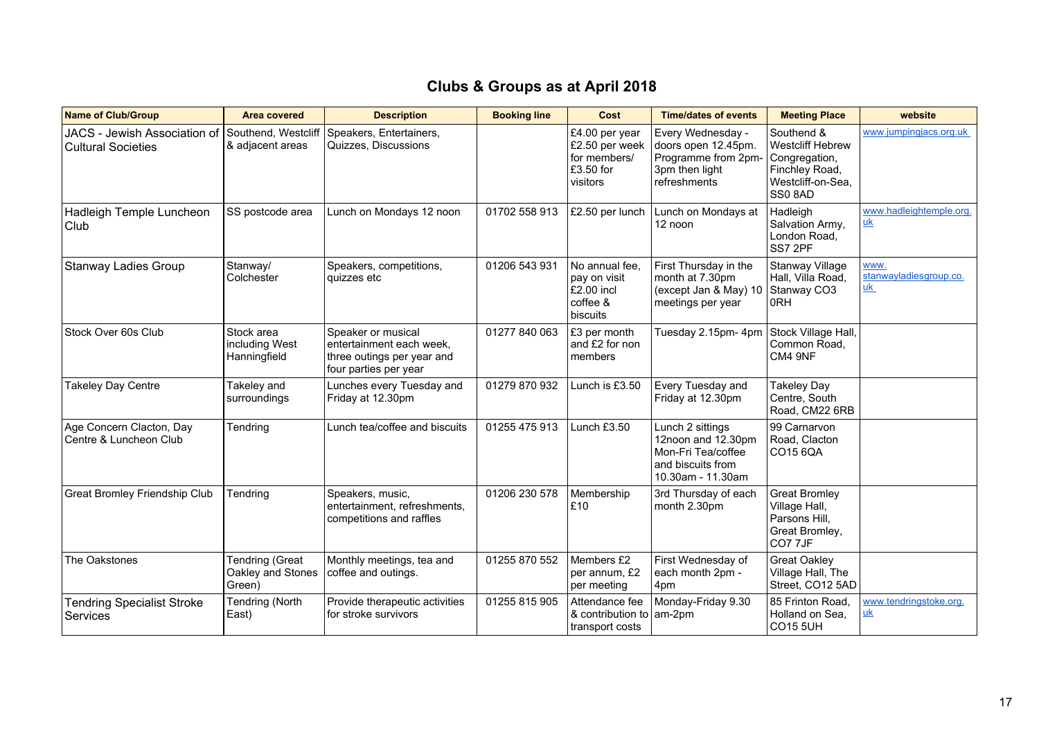## Clubs & Groups as at April 2018

| Name of Club/Group | Area covered | Description | Booking line | Cost | Time/dates of events | Meeting Place | website |
|---|---|---|---|---|---|---|---|
| JACS - Jewish Association of Cultural Societies | Southend, Westcliff & adjacent areas | Speakers, Entertainers, Quizzes, Discussions | | £4.00 per year £2.50 per week for members/ £3.50 for visitors | Every Wednesday - doors open 12.45pm. Programme from 2pm- 3pm then light refreshments | Southend & Westcliff Hebrew Congregation, Finchley Road, Westcliff-on-Sea, SS0 8AD | www.jumpingjacs.org.uk |
| Hadleigh Temple Luncheon Club | SS postcode area | Lunch on Mondays 12 noon | 01702 558 913 | £2.50 per lunch | Lunch on Mondays at 12 noon | Hadleigh Salvation Army, London Road, SS7 2PF | www.hadleightemple.org.uk |
| Stanway Ladies Group | Stanway/ Colchester | Speakers, competitions, quizzes etc | 01206 543 931 | No annual fee, pay on visit £2.00 incl coffee & biscuits | First Thursday in the month at 7.30pm (except Jan & May) 10 meetings per year | Stanway Village Hall, Villa Road, Stanway CO3 0RH | www.stanwayladiesgroup.co.uk |
| Stock Over 60s Club | Stock area including West Hanningfield | Speaker or musical entertainment each week, three outings per year and four parties per year | 01277 840 063 | £3 per month and £2 for non members | Tuesday 2.15pm- 4pm | Stock Village Hall, Common Road, CM4 9NF | |
| Takeley Day Centre | Takeley and surroundings | Lunches every Tuesday and Friday at 12.30pm | 01279 870 932 | Lunch is £3.50 | Every Tuesday and Friday at 12.30pm | Takeley Day Centre, South Road, CM22 6RB | |
| Age Concern Clacton, Day Centre & Luncheon Club | Tendring | Lunch tea/coffee and biscuits | 01255 475 913 | Lunch £3.50 | Lunch 2 sittings 12noon and 12.30pm Mon-Fri Tea/coffee and biscuits from 10.30am - 11.30am | 99 Carnarvon Road, Clacton CO15 6QA | |
| Great Bromley Friendship Club | Tendring | Speakers, music, entertainment, refreshments, competitions and raffles | 01206 230 578 | Membership £10 | 3rd Thursday of each month 2.30pm | Great Bromley Village Hall, Parsons Hill, Great Bromley, CO7 7JF | |
| The Oakstones | Tendring (Great Oakley and Stones Green) | Monthly meetings, tea and coffee and outings. | 01255 870 552 | Members £2 per annum, £2 per meeting | First Wednesday of each month 2pm - 4pm | Great Oakley Village Hall, The Street, CO12 5AD | |
| Tendring Specialist Stroke Services | Tendring (North East) | Provide therapeutic activities for stroke survivors | 01255 815 905 | Attendance fee & contribution to transport costs | Monday-Friday 9.30 am-2pm | 85 Frinton Road, Holland on Sea, CO15 5UH | www.tendringstoke.org.uk |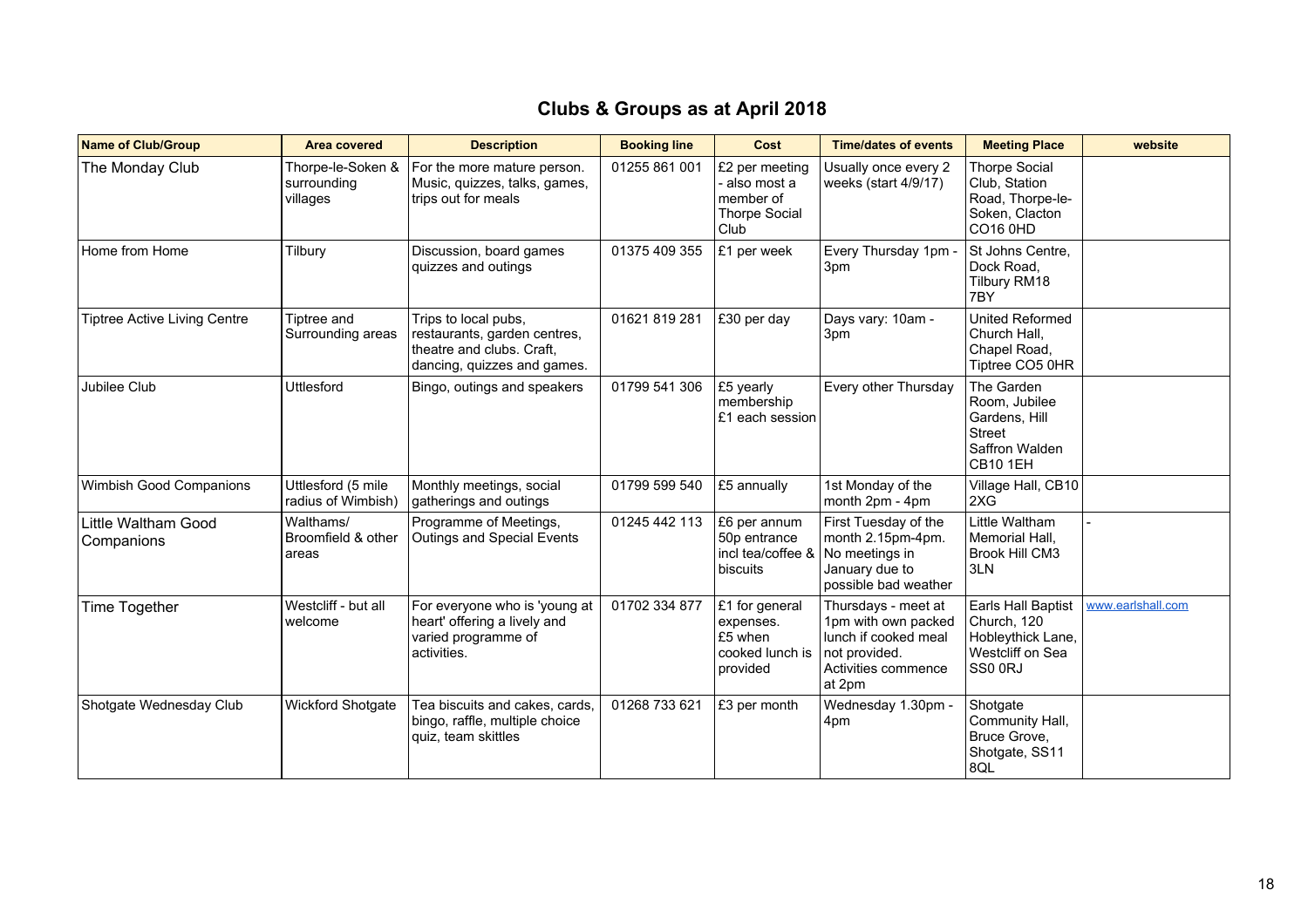# Clubs & Groups as at April 2018

| Name of Club/Group | Area covered | Description | Booking line | Cost | Time/dates of events | Meeting Place | website |
|---|---|---|---|---|---|---|---|
| The Monday Club | Thorpe-le-Soken & surrounding villages | For the more mature person. Music, quizzes, talks, games, trips out for meals | 01255 861 001 | £2 per meeting - also most a member of Thorpe Social Club | Usually once every 2 weeks (start 4/9/17) | Thorpe Social Club, Station Road, Thorpe-le-Soken, Clacton CO16 0HD | |
| Home from Home | Tilbury | Discussion, board games quizzes and outings | 01375 409 355 | £1 per week | Every Thursday 1pm - 3pm | St Johns Centre, Dock Road, Tilbury RM18 7BY | |
| Tiptree Active Living Centre | Tiptree and Surrounding areas | Trips to local pubs, restaurants, garden centres, theatre and clubs. Craft, dancing, quizzes and games. | 01621 819 281 | £30 per day | Days vary: 10am - 3pm | United Reformed Church Hall, Chapel Road, Tiptree CO5 0HR | |
| Jubilee Club | Uttlesford | Bingo, outings and speakers | 01799 541 306 | £5 yearly membership £1 each session | Every other Thursday | The Garden Room, Jubilee Gardens, Hill Street Saffron Walden CB10 1EH | |
| Wimbish Good Companions | Uttlesford (5 mile radius of Wimbish) | Monthly meetings, social gatherings and outings | 01799 599 540 | £5 annually | 1st Monday of the month 2pm - 4pm | Village Hall, CB10 2XG | |
| Little Waltham Good Companions | Walthams/ Broomfield & other areas | Programme of Meetings, Outings and Special Events | 01245 442 113 | £6 per annum 50p entrance incl tea/coffee & biscuits | First Tuesday of the month 2.15pm-4pm. No meetings in January due to possible bad weather | Little Waltham Memorial Hall, Brook Hill CM3 3LN | - |
| Time Together | Westcliff - but all welcome | For everyone who is 'young at heart' offering a lively and varied programme of activities. | 01702 334 877 | £1 for general expenses. £5 when cooked lunch is provided | Thursdays - meet at 1pm with own packed lunch if cooked meal not provided. Activities commence at 2pm | Earls Hall Baptist Church, 120 Hobleythick Lane, Westcliff on Sea SS0 0RJ | www.earlshall.com |
| Shotgate Wednesday Club | Wickford Shotgate | Tea biscuits and cakes, cards, bingo, raffle, multiple choice quiz, team skittles | 01268 733 621 | £3 per month | Wednesday 1.30pm - 4pm | Shotgate Community Hall, Bruce Grove, Shotgate, SS11 8QL | |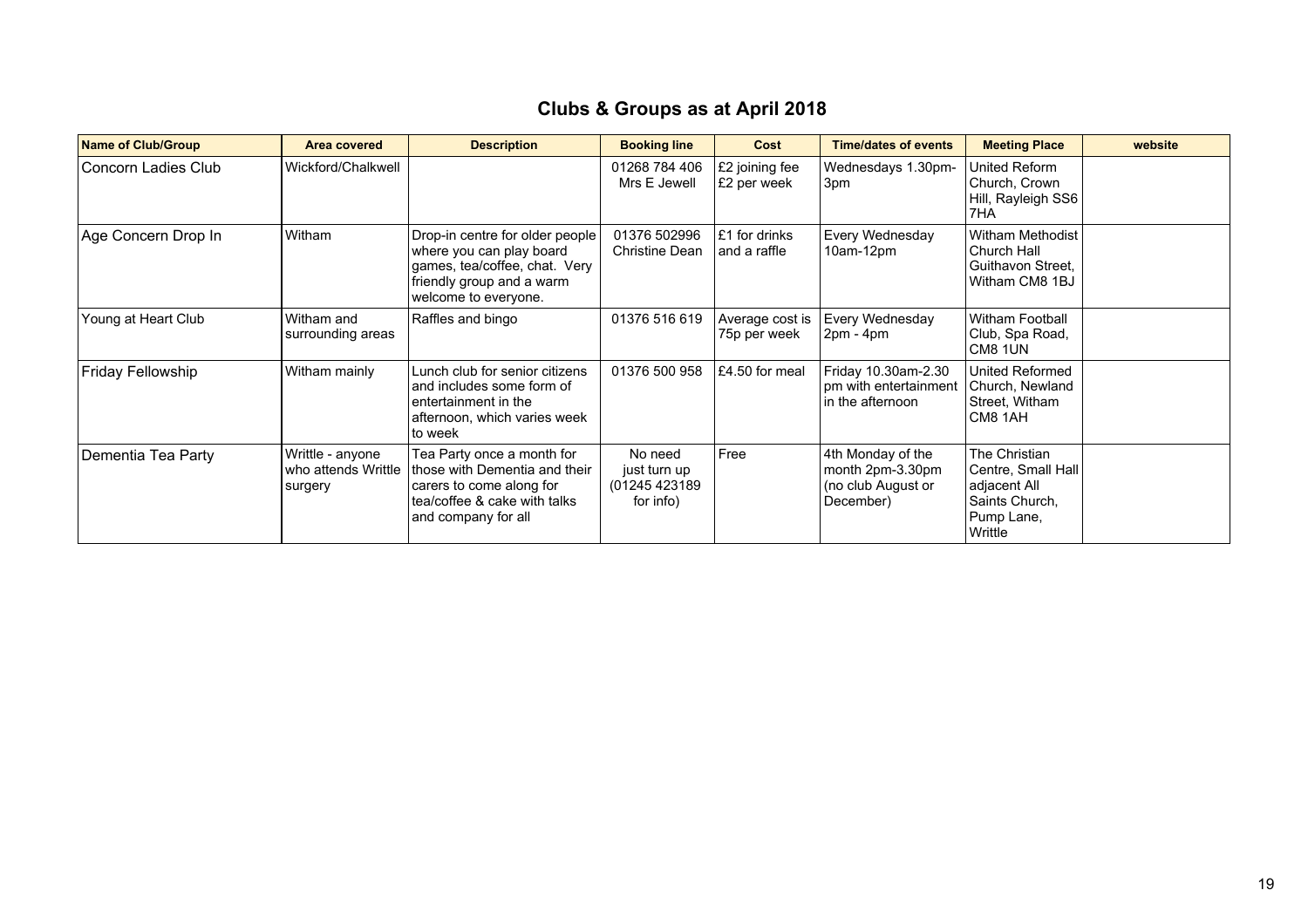# Clubs & Groups as at April 2018

| Name of Club/Group | Area covered | Description | Booking line | Cost | Time/dates of events | Meeting Place | website |
|---|---|---|---|---|---|---|---|
| Concorn Ladies Club | Wickford/Chalkwell | | 01268 784 406 Mrs E Jewell | £2 joining fee £2 per week | Wednesdays 1.30pm-3pm | United Reform Church, Crown Hill, Rayleigh SS6 7HA | |
| Age Concern Drop In | Witham | Drop-in centre for older people where you can play board games, tea/coffee, chat. Very friendly group and a warm welcome to everyone. | 01376 502996 Christine Dean | £1 for drinks and a raffle | Every Wednesday 10am-12pm | Witham Methodist Church Hall Guithavon Street, Witham CM8 1BJ | |
| Young at Heart Club | Witham and surrounding areas | Raffles and bingo | 01376 516 619 | Average cost is 75p per week | Every Wednesday 2pm - 4pm | Witham Football Club, Spa Road, CM8 1UN | |
| Friday Fellowship | Witham mainly | Lunch club for senior citizens and includes some form of entertainment in the afternoon, which varies week to week | 01376 500 958 | £4.50 for meal | Friday 10.30am-2.30 pm with entertainment in the afternoon | United Reformed Church, Newland Street, Witham CM8 1AH | |
| Dementia Tea Party | Writtle - anyone who attends Writtle surgery | Tea Party once a month for those with Dementia and their carers to come along for tea/coffee & cake with talks and company for all | No need just turn up (01245 423189 for info) | Free | 4th Monday of the month 2pm-3.30pm (no club August or December) | The Christian Centre, Small Hall adjacent All Saints Church, Pump Lane, Writtle | |